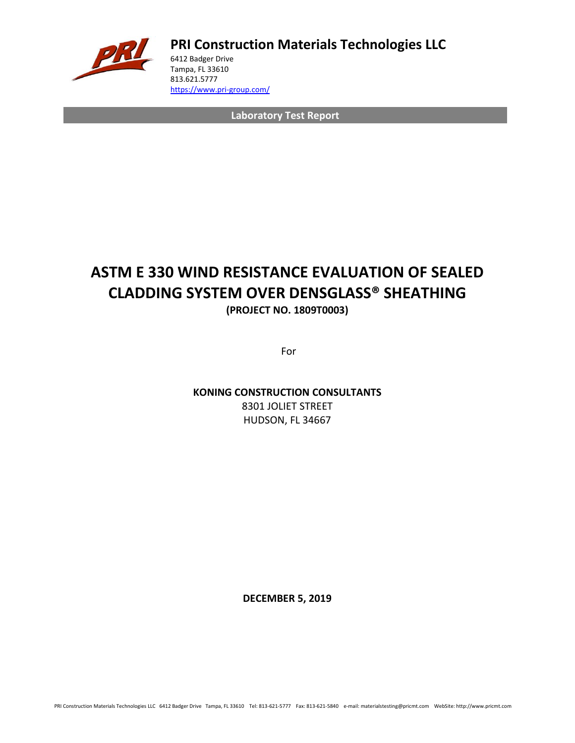# PRI Construction Materials Technologies LLC

6412 Badger Drive
Tampa, FL 33610
813.621.5777
https://www.pri-group.com/

**Laboratory Test Report**

# ASTM E 330 WIND RESISTANCE EVALUATION OF SEALED CLADDING SYSTEM OVER DENSGLASS® SHEATHING

**(PROJECT NO. 1809T0003)**

For

**KONING CONSTRUCTION CONSULTANTS**
8301 JOLIET STREET
HUDSON, FL 34667

**DECEMBER 5, 2019**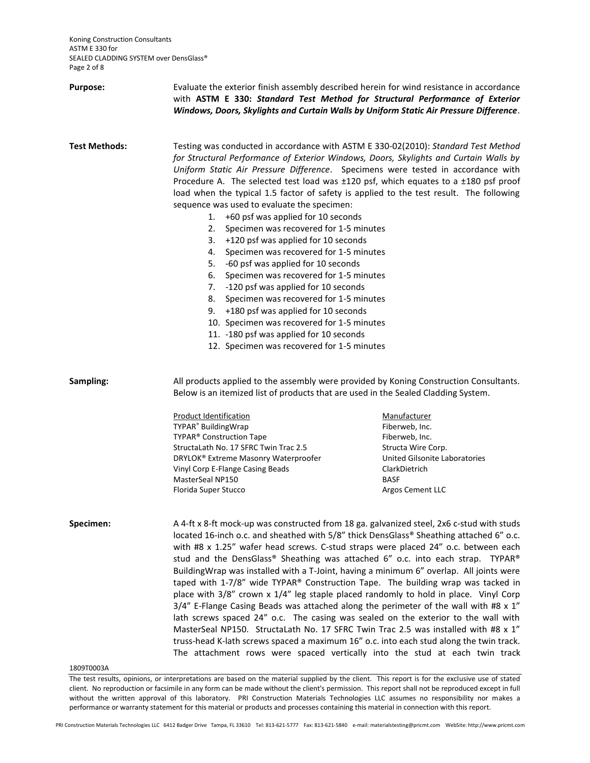**Purpose:** Evaluate the exterior finish assembly described herein for wind resistance in accordance with **ASTM E 330:** ***Standard Test Method for Structural Performance of Exterior Windows, Doors, Skylights and Curtain Walls by Uniform Static Air Pressure Difference***.

**Test Methods:** Testing was conducted in accordance with ASTM E 330-02(2010): *Standard Test Method for Structural Performance of Exterior Windows, Doors, Skylights and Curtain Walls by Uniform Static Air Pressure Difference*. Specimens were tested in accordance with Procedure A. The selected test load was ±120 psf, which equates to a ±180 psf proof load when the typical 1.5 factor of safety is applied to the test result. The following sequence was used to evaluate the specimen:

1. +60 psf was applied for 10 seconds
2. Specimen was recovered for 1-5 minutes
3. +120 psf was applied for 10 seconds
4. Specimen was recovered for 1-5 minutes
5. -60 psf was applied for 10 seconds
6. Specimen was recovered for 1-5 minutes
7. -120 psf was applied for 10 seconds
8. Specimen was recovered for 1-5 minutes
9. +180 psf was applied for 10 seconds
10. Specimen was recovered for 1-5 minutes
11. -180 psf was applied for 10 seconds
12. Specimen was recovered for 1-5 minutes

**Sampling:** All products applied to the assembly were provided by Koning Construction Consultants. Below is an itemized list of products that are used in the Sealed Cladding System.

| Product Identification | Manufacturer |
|---|---|
| TYPAR® BuildingWrap | Fiberweb, Inc. |
| TYPAR® Construction Tape | Fiberweb, Inc. |
| StructaLath No. 17 SFRC Twin Trac 2.5 | Structa Wire Corp. |
| DRYLOK® Extreme Masonry Waterproofer | United Gilsonite Laboratories |
| Vinyl Corp E-Flange Casing Beads | ClarkDietrich |
| MasterSeal NP150 | BASF |
| Florida Super Stucco | Argos Cement LLC |

**Specimen:** A 4-ft x 8-ft mock-up was constructed from 18 ga. galvanized steel, 2x6 c-stud with studs located 16-inch o.c. and sheathed with 5/8" thick DensGlass® Sheathing attached 6" o.c. with #8 x 1.25" wafer head screws. C-stud straps were placed 24" o.c. between each stud and the DensGlass® Sheathing was attached 6" o.c. into each strap. TYPAR® BuildingWrap was installed with a T-Joint, having a minimum 6" overlap. All joints were taped with 1-7/8" wide TYPAR® Construction Tape. The building wrap was tacked in place with 3/8" crown x 1/4" leg staple placed randomly to hold in place. Vinyl Corp 3/4" E-Flange Casing Beads was attached along the perimeter of the wall with #8 x 1" lath screws spaced 24" o.c. The casing was sealed on the exterior to the wall with MasterSeal NP150. StructaLath No. 17 SFRC Twin Trac 2.5 was installed with #8 x 1" truss-head K-lath screws spaced a maximum 16" o.c. into each stud along the twin track. The attachment rows were spaced vertically into the stud at each twin track

1809T0003A

The test results, opinions, or interpretations are based on the material supplied by the client. This report is for the exclusive use of stated client. No reproduction or facsimile in any form can be made without the client's permission. This report shall not be reproduced except in full without the written approval of this laboratory. PRI Construction Materials Technologies LLC assumes no responsibility nor makes a performance or warranty statement for this material or products and processes containing this material in connection with this report.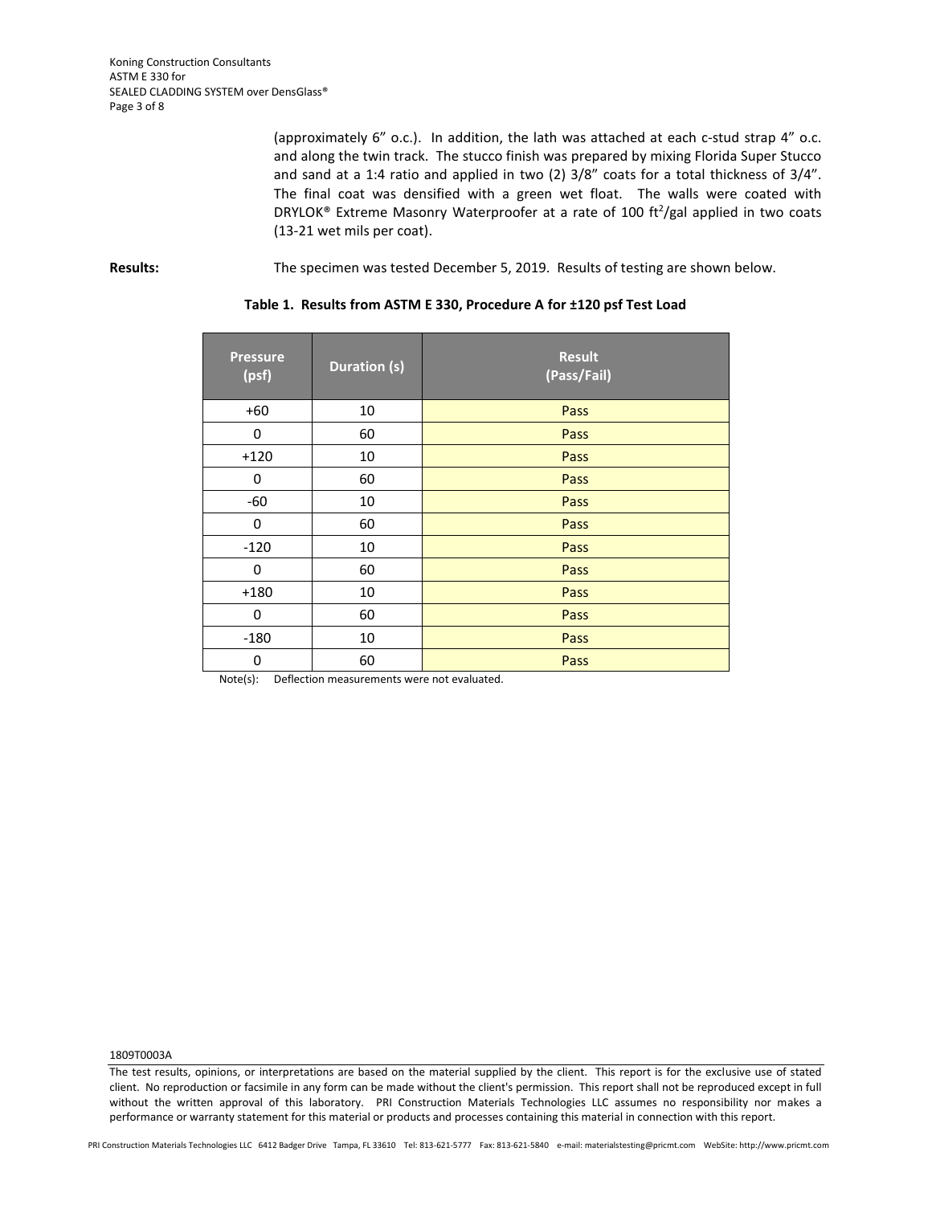(approximately 6" o.c.). In addition, the lath was attached at each c-stud strap 4" o.c. and along the twin track. The stucco finish was prepared by mixing Florida Super Stucco and sand at a 1:4 ratio and applied in two (2) 3/8" coats for a total thickness of 3/4". The final coat was densified with a green wet float. The walls were coated with DRYLOK® Extreme Masonry Waterproofer at a rate of 100 $ft^2$/gal applied in two coats (13-21 wet mils per coat).

**Results:** The specimen was tested December 5, 2019. Results of testing are shown below.

**Table 1. Results from ASTM E 330, Procedure A for ±120 psf Test Load**

| Pressure (psf) | Duration (s) | Result (Pass/Fail) |
|---|---|---|
| +60 | 10 | Pass |
| 0 | 60 | Pass |
| +120 | 10 | Pass |
| 0 | 60 | Pass |
| -60 | 10 | Pass |
| 0 | 60 | Pass |
| -120 | 10 | Pass |
| 0 | 60 | Pass |
| +180 | 10 | Pass |
| 0 | 60 | Pass |
| -180 | 10 | Pass |
| 0 | 60 | Pass |

Note(s): Deflection measurements were not evaluated.

1809T0003A

The test results, opinions, or interpretations are based on the material supplied by the client. This report is for the exclusive use of stated client. No reproduction or facsimile in any form can be made without the client's permission. This report shall not be reproduced except in full without the written approval of this laboratory. PRI Construction Materials Technologies LLC assumes no responsibility nor makes a performance or warranty statement for this material or products and processes containing this material in connection with this report.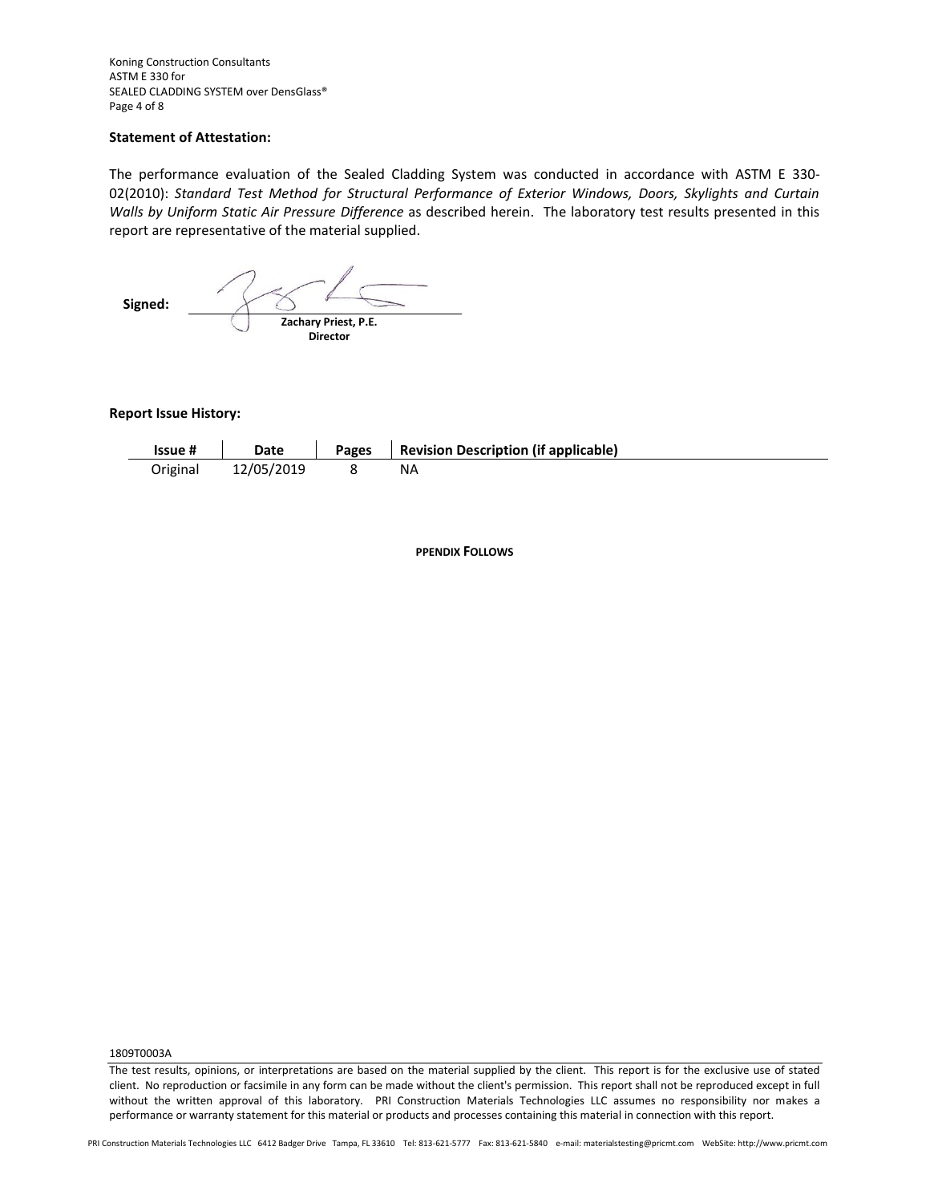**Statement of Attestation:**

The performance evaluation of the Sealed Cladding System was conducted in accordance with ASTM E 330-02(2010): *Standard Test Method for Structural Performance of Exterior Windows, Doors, Skylights and Curtain Walls by Uniform Static Air Pressure Difference* as described herein. The laboratory test results presented in this report are representative of the material supplied.

**Signed:**

**Zachary Priest, P.E.**
**Director**

**Report Issue History:**

| Issue # | Date | Pages | Revision Description (if applicable) |
|---|---|---|---|
| Original | 12/05/2019 | 8 | NA |

**PPENDIX FOLLOWS**

1809T0003A

The test results, opinions, or interpretations are based on the material supplied by the client. This report is for the exclusive use of stated client. No reproduction or facsimile in any form can be made without the client's permission. This report shall not be reproduced except in full without the written approval of this laboratory. PRI Construction Materials Technologies LLC assumes no responsibility nor makes a performance or warranty statement for this material or products and processes containing this material in connection with this report.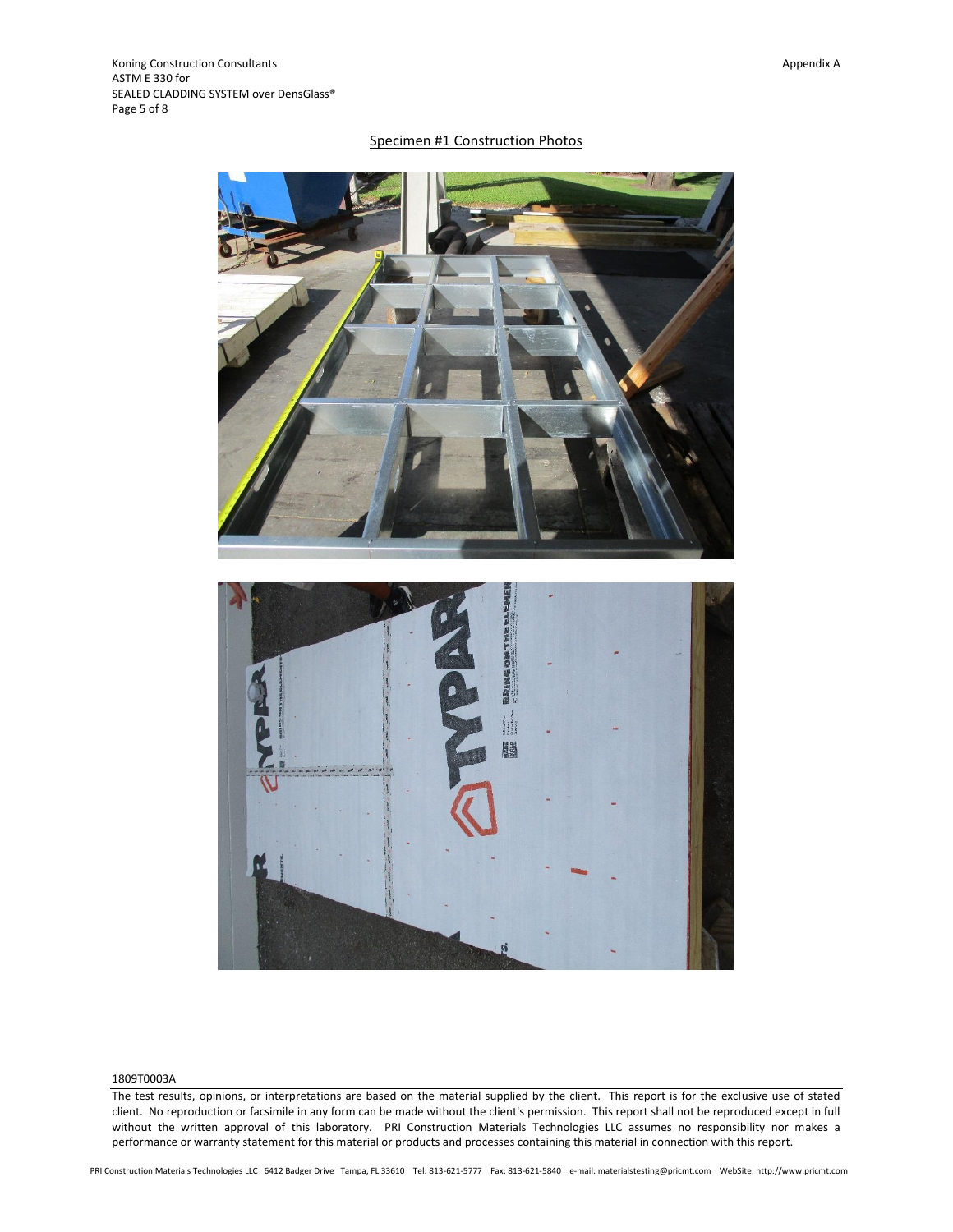## Specimen #1 Construction Photos

1809T0003A

The test results, opinions, or interpretations are based on the material supplied by the client. This report is for the exclusive use of stated client. No reproduction or facsimile in any form can be made without the client's permission. This report shall not be reproduced except in full without the written approval of this laboratory. PRI Construction Materials Technologies LLC assumes no responsibility nor makes a performance or warranty statement for this material or products and processes containing this material in connection with this report.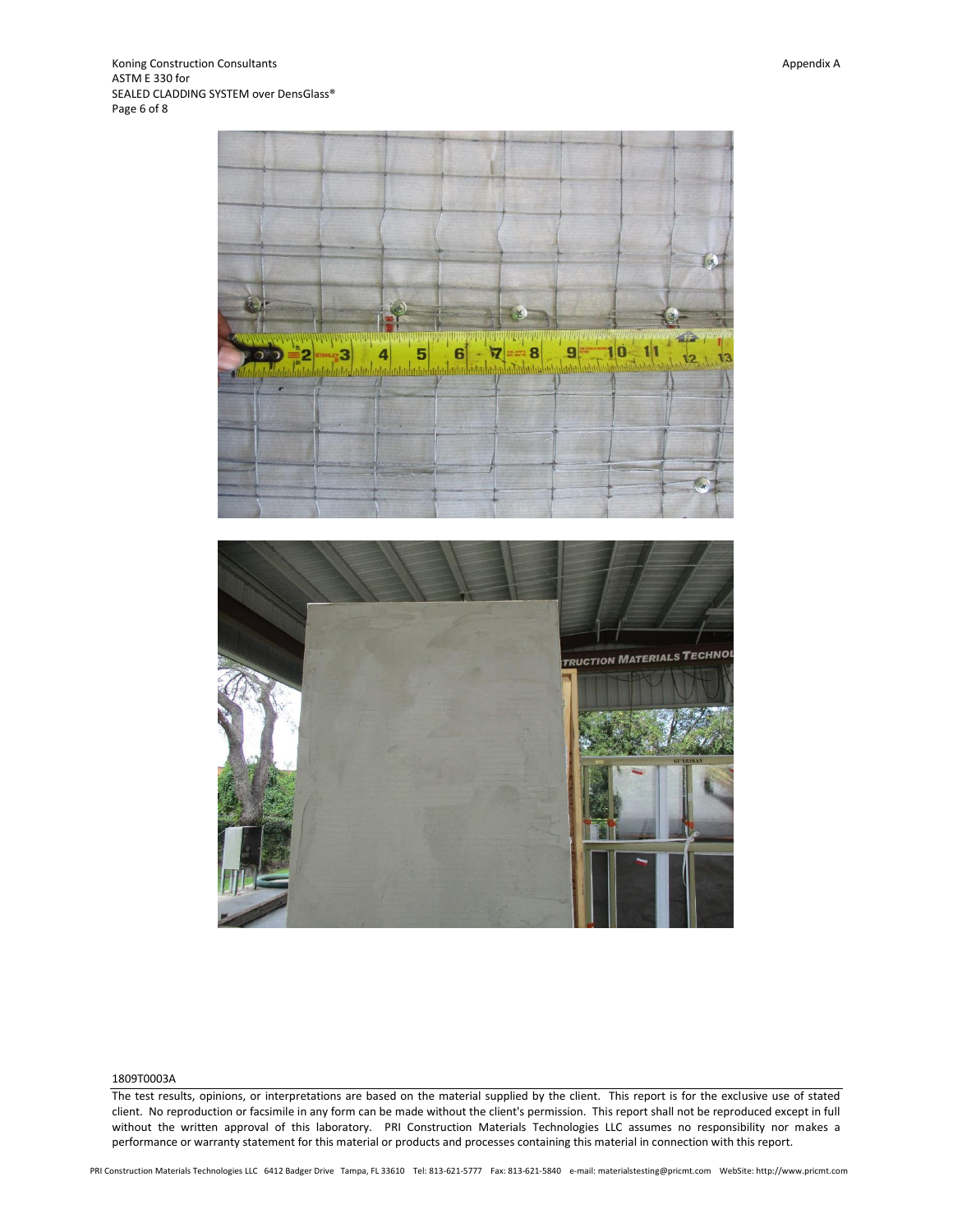1809T0003A

The test results, opinions, or interpretations are based on the material supplied by the client. This report is for the exclusive use of stated client. No reproduction or facsimile in any form can be made without the client's permission. This report shall not be reproduced except in full without the written approval of this laboratory. PRI Construction Materials Technologies LLC assumes no responsibility nor makes a performance or warranty statement for this material or products and processes containing this material in connection with this report.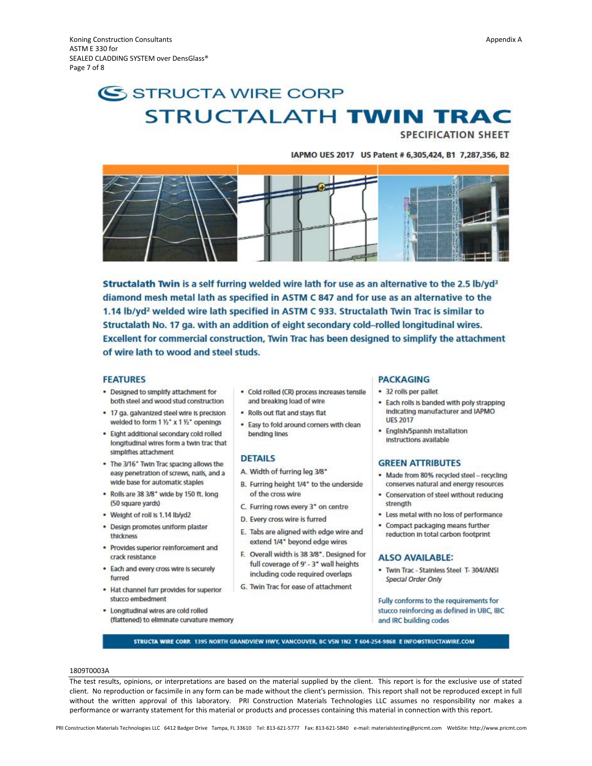Appendix A

# STRUCTA WIRE CORP

# STRUCTALATH **TWIN TRAC**

## SPECIFICATION SHEET

**IAPMO UES 2017 US Patent # 6,305,424, B1 7,287,356, B2**

**Structalath Twin is a self furring welded wire lath for use as an alternative to the 2.5 lb/yd² diamond mesh metal lath as specified in ASTM C 847 and for use as an alternative to the 1.14 lb/yd² welded wire lath specified in ASTM C 933. Structalath Twin Trac is similar to Structalath No. 17 ga. with an addition of eight secondary cold–rolled longitudinal wires. Excellent for commercial construction, Twin Trac has been designed to simplify the attachment of wire lath to wood and steel studs.**

### FEATURES

- Designed to simplify attachment for both steel and wood stud construction
- 17 ga. galvanized steel wire is precision welded to form 1 ½" x 1 ½" openings
- Eight additional secondary cold rolled longitudinal wires form a twin trac that simplifies attachment
- The 3/16" Twin Trac spacing allows the easy penetration of screws, nails, and a wide base for automatic staples
- Rolls are 38 3/8" wide by 150 ft. long (50 square yards)
- Weight of roll is 1.14 lb/yd2
- Design promotes uniform plaster thickness
- Provides superior reinforcement and crack resistance
- Each and every cross wire is securely furred
- Hat channel furr provides for superior stucco embedment
- Longitudinal wires are cold rolled (flattened) to eliminate curvature memory
- Cold rolled (CR) process increases tensile and breaking load of wire
- Rolls out flat and stays flat
- Easy to fold around corners with clean bending lines

### DETAILS

A. Width of furring leg 3/8"
B. Furring height 1/4" to the underside of the cross wire
C. Furring rows every 3" on centre
D. Every cross wire is furred
E. Tabs are aligned with edge wire and extend 1/4" beyond edge wires
F. Overall width is 38 3/8". Designed for full coverage of 9' - 3" wall heights including code required overlaps
G. Twin Trac for ease of attachment

### PACKAGING

- 32 rolls per pallet
- Each rolls is banded with poly strapping indicating manufacturer and IAPMO UES 2017
- English/Spanish installation instructions available

### GREEN ATTRIBUTES

- Made from 80% recycled steel – recycling conserves natural and energy resources
- Conservation of steel without reducing strength
- Less metal with no loss of performance
- Compact packaging means further reduction in total carbon footprint

### ALSO AVAILABLE:

- Twin Trac - Stainless Steel T- 304/ANSI *Special Order Only*

Fully conforms to the requirements for stucco reinforcing as defined in UBC, IBC and IRC building codes

**STRUCTA WIRE CORP. 1395 NORTH GRANDVIEW HWY, VANCOUVER, BC V5N 1N2 T 604-254-9868 E INFO@STRUCTAWIRE.COM**

1809T0003A

The test results, opinions, or interpretations are based on the material supplied by the client. This report is for the exclusive use of stated client. No reproduction or facsimile in any form can be made without the client's permission. This report shall not be reproduced except in full without the written approval of this laboratory. PRI Construction Materials Technologies LLC assumes no responsibility nor makes a performance or warranty statement for this material or products and processes containing this material in connection with this report.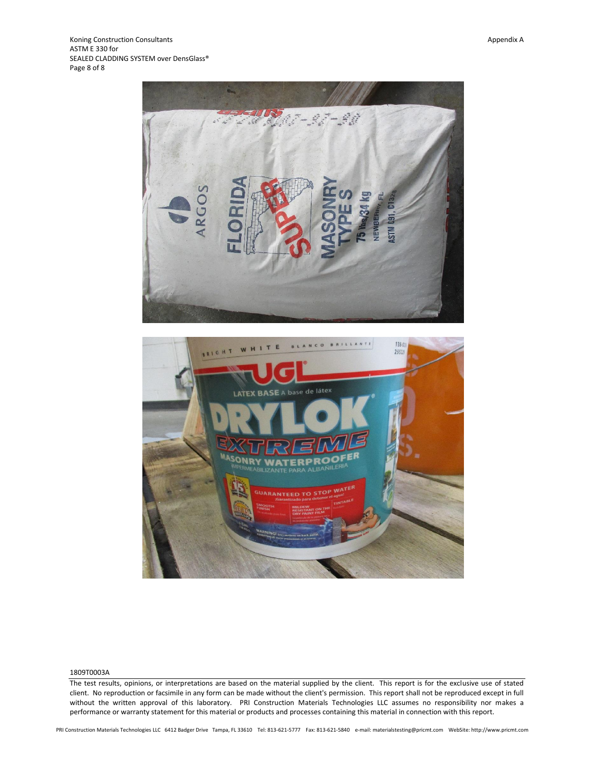1809T0003A

The test results, opinions, or interpretations are based on the material supplied by the client. This report is for the exclusive use of stated client. No reproduction or facsimile in any form can be made without the client's permission. This report shall not be reproduced except in full without the written approval of this laboratory. PRI Construction Materials Technologies LLC assumes no responsibility nor makes a performance or warranty statement for this material or products and processes containing this material in connection with this report.